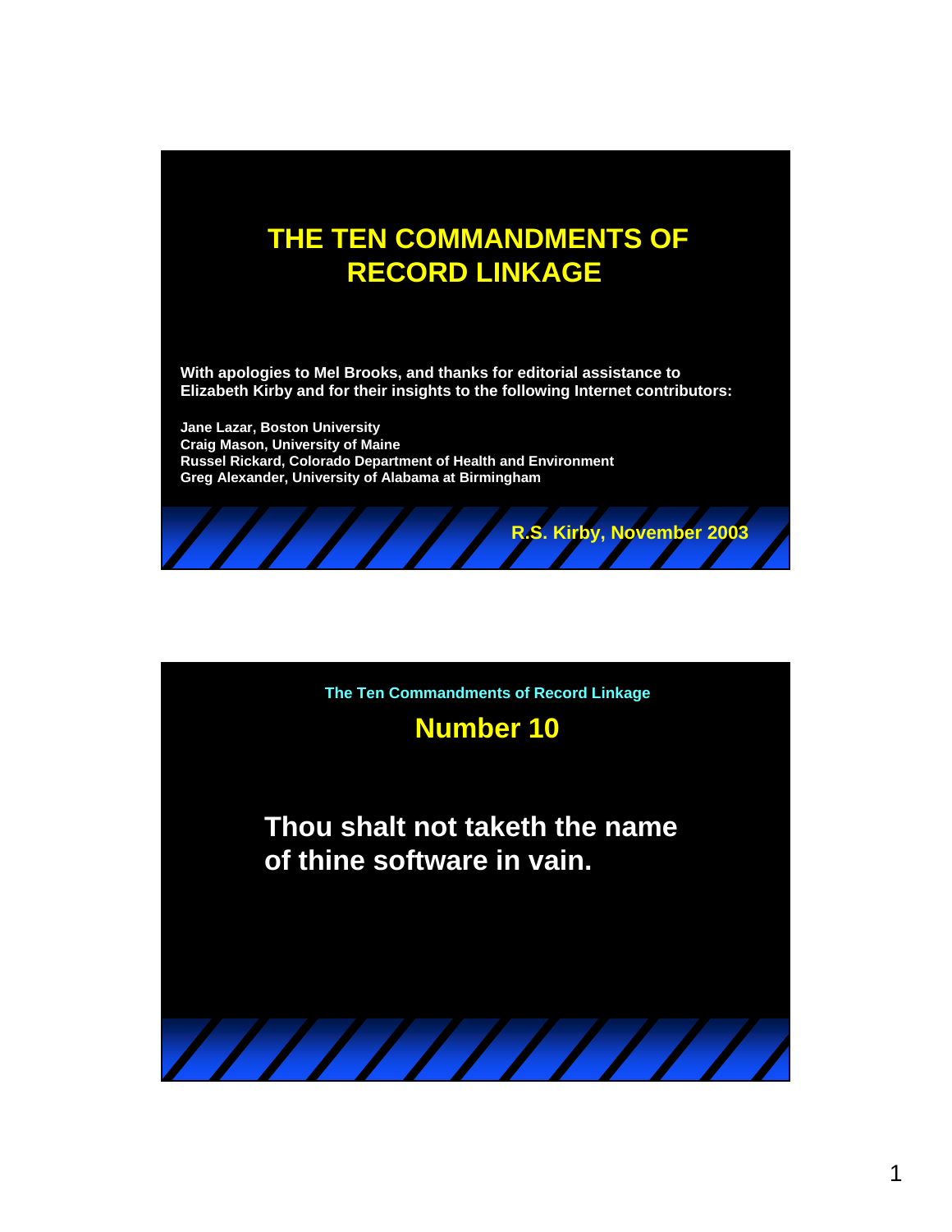# THE TEN COMMANDMENTS OF RECORD LINKAGE

**With apologies to Mel Brooks, and thanks for editorial assistance to Elizabeth Kirby and for their insights to the following Internet contributors:**

**Jane Lazar, Boston University**
**Craig Mason, University of Maine**
**Russel Rickard, Colorado Department of Health and Environment**
**Greg Alexander, University of Alabama at Birmingham**

**R.S. Kirby, November 2003**

---

The Ten Commandments of Record Linkage

## Number 10

**Thou shalt not taketh the name of thine software in vain.**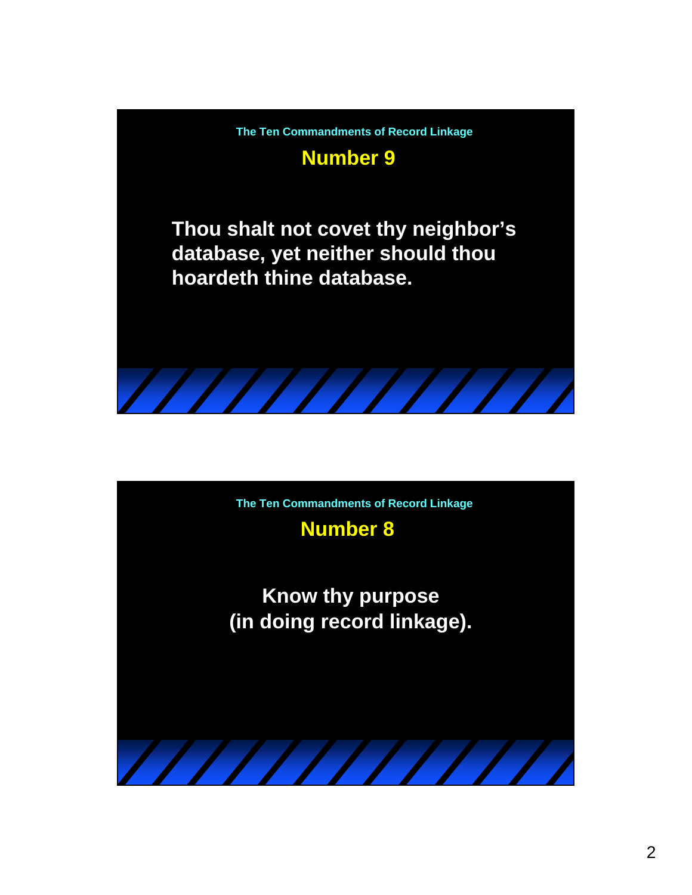The Ten Commandments of Record Linkage

## Number 9

**Thou shalt not covet thy neighbor's database, yet neither should thou hoardeth thine database.**

The Ten Commandments of Record Linkage

## Number 8

**Know thy purpose (in doing record linkage).**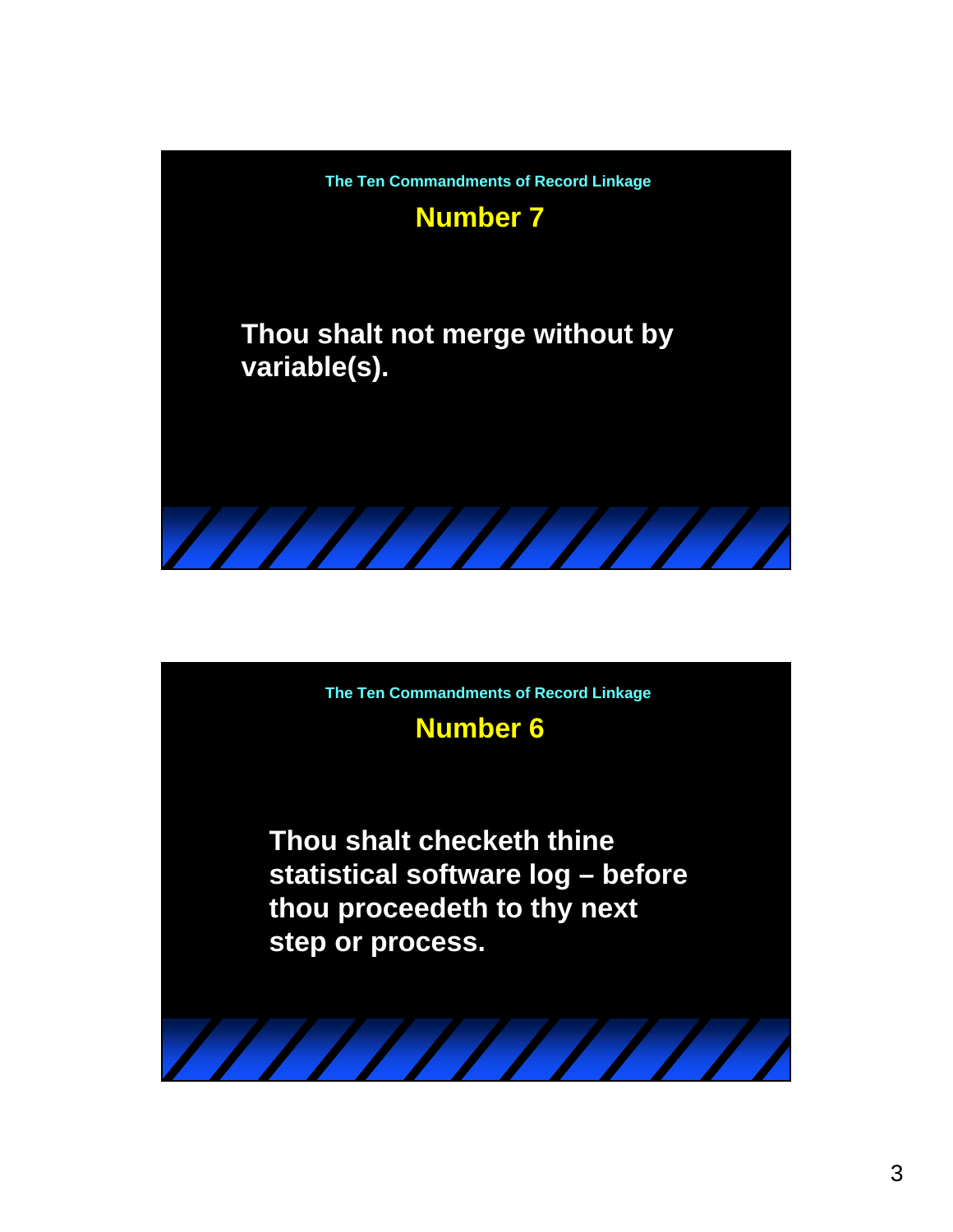The Ten Commandments of Record Linkage

## Number 7

**Thou shalt not merge without by variable(s).**

The Ten Commandments of Record Linkage

## Number 6

**Thou shalt checketh thine statistical software log – before thou proceedeth to thy next step or process.**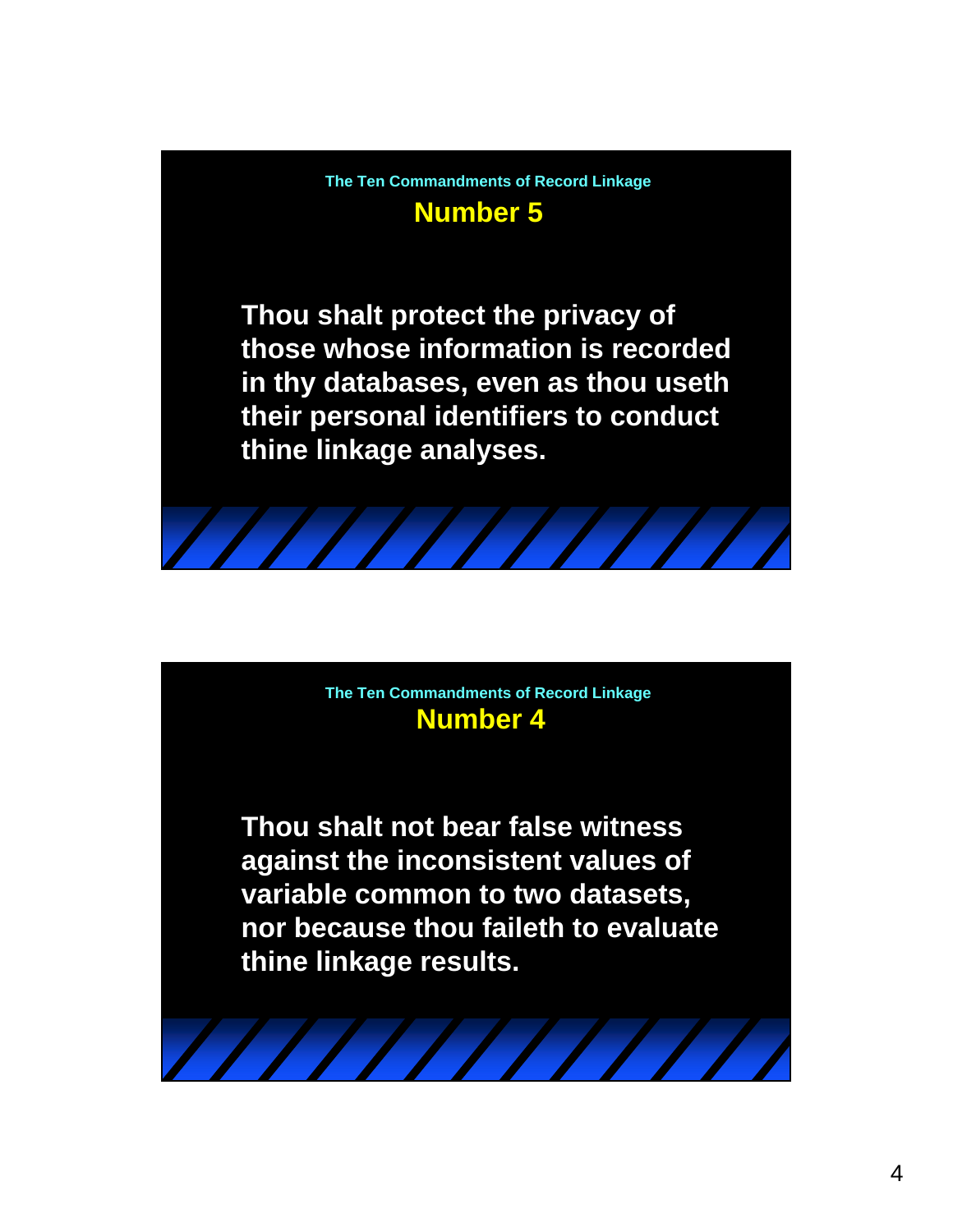The Ten Commandments of Record Linkage

## Number 5

Thou shalt protect the privacy of those whose information is recorded in thy databases, even as thou useth their personal identifiers to conduct thine linkage analyses.

The Ten Commandments of Record Linkage

## Number 4

Thou shalt not bear false witness against the inconsistent values of variable common to two datasets, nor because thou faileth to evaluate thine linkage results.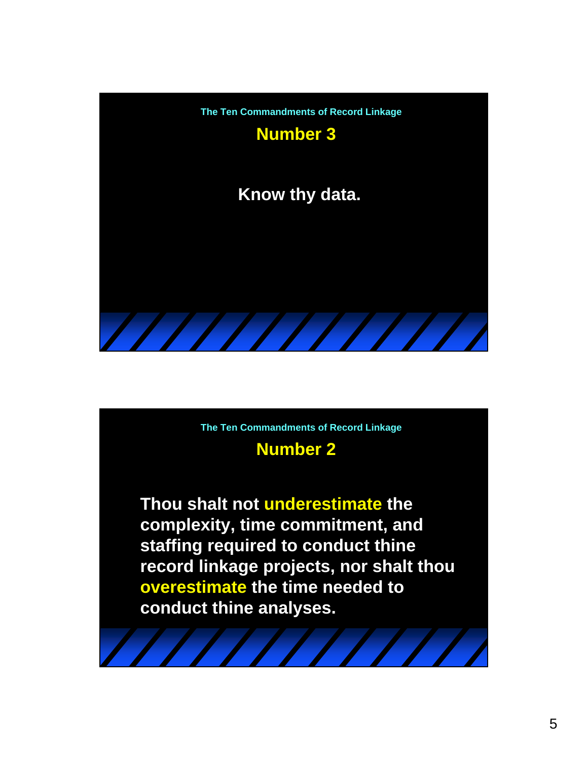The Ten Commandments of Record Linkage

## Number 3

**Know thy data.**

The Ten Commandments of Record Linkage

## Number 2

**Thou shalt not underestimate the complexity, time commitment, and staffing required to conduct thine record linkage projects, nor shalt thou overestimate the time needed to conduct thine analyses.**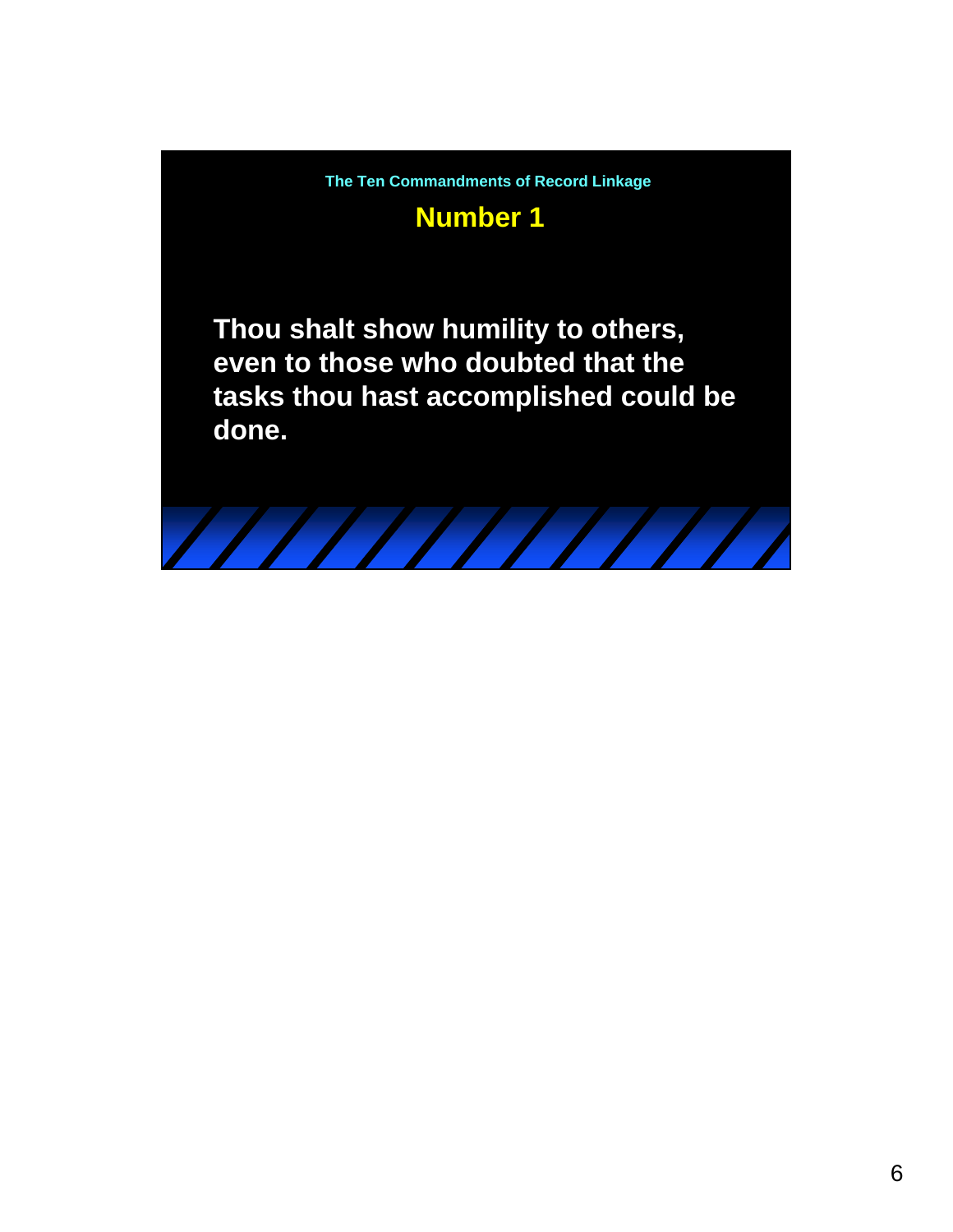The Ten Commandments of Record Linkage

## Number 1

**Thou shalt show humility to others, even to those who doubted that the tasks thou hast accomplished could be done.**